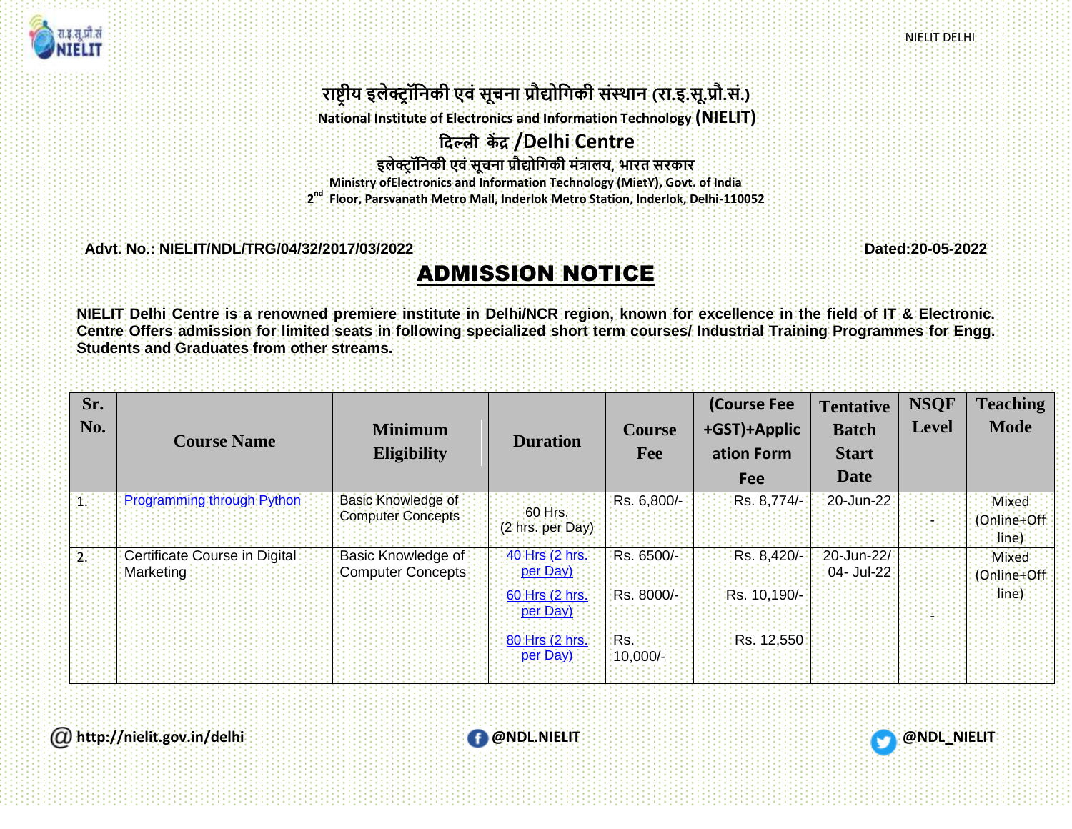# राष्ट्रीय इलेक्ट्रॉनिकी एवं सूचना प्रौद्योगिकी संस्थान (रा.इ.सू.प्रौ.सं.)

**National Institute of Electronics and Information Technology (NIELIT)**

## दिल्ली केंद्र /Delhi Centre

**इलेक्ट्रॉनिकी एवं सूचना प्रौद्योगिकी मंत्रालय, भारत सरकार**

**Ministry ofElectronics and Information Technology (MietY), Govt. of India**

**2nd Floor, Parsvanath Metro Mall, Inderlok Metro Station, Inderlok, Delhi-110052**

**Advt. No.: NIELIT/NDL/TRG/04/32/2017/03/2022** **Dated:20-05-2022**

## ADMISSION NOTICE

**NIELIT Delhi Centre is a renowned premiere institute in Delhi/NCR region, known for excellence in the field of IT & Electronic. Centre Offers admission for limited seats in following specialized short term courses/ Industrial Training Programmes for Engg. Students and Graduates from other streams.**

| Sr. No. | Course Name | Minimum Eligibility | Duration | Course Fee | (Course Fee +GST)+Application Form Fee | Tentative Batch Start Date | NSQF Level | Teaching Mode |
|---|---|---|---|---|---|---|---|---|
| 1. | Programming through Python | Basic Knowledge of Computer Concepts | 60 Hrs. (2 hrs. per Day) | Rs. 6,800/- | Rs. 8,774/- | 20-Jun-22 | - | Mixed (Online+Offline) |
| 2. | Certificate Course in Digital Marketing | Basic Knowledge of Computer Concepts | 40 Hrs (2 hrs. per Day) | Rs. 6500/- | Rs. 8,420/- | 20-Jun-22/ 04- Jul-22 | - | Mixed (Online+Offline) |
| | | | 60 Hrs (2 hrs. per Day) | Rs. 8000/- | Rs. 10,190/- | | | |
| | | | 80 Hrs (2 hrs. per Day) | Rs. 10,000/- | Rs. 12,550 | | | |

@ http://nielit.gov.in/delhi

@NDL.NIELIT

@NDL_NIELIT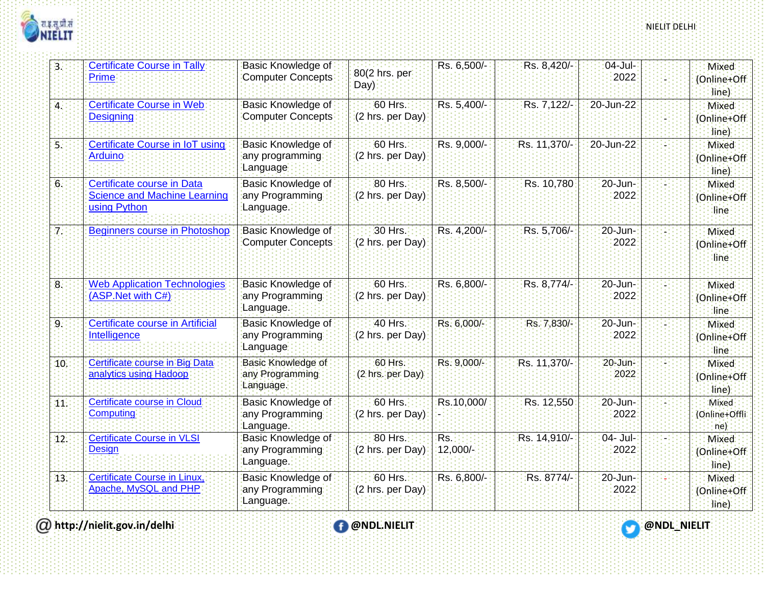| 3. | [Certificate Course in Tally Prime]() | Basic Knowledge of Computer Concepts | 80(2 hrs. per Day) | Rs. 6,500/- | Rs. 8,420/- | 04-Jul-2022 | - | Mixed (Online+Offline) |
|---|---|---|---|---|---|---|---|---|
| 4. | [Certificate Course in Web Designing]() | Basic Knowledge of Computer Concepts | 60 Hrs. (2 hrs. per Day) | Rs. 5,400/- | Rs. 7,122/- | 20-Jun-22 | - | Mixed (Online+Offline) |
| 5. | [Certificate Course in IoT using Arduino]() | Basic Knowledge of any programming Language | 60 Hrs. (2 hrs. per Day) | Rs. 9,000/- | Rs. 11,370/- | 20-Jun-22 | - | Mixed (Online+Offline) |
| 6. | [Certificate course in Data Science and Machine Learning using Python]() | Basic Knowledge of any Programming Language. | 80 Hrs. (2 hrs. per Day) | Rs. 8,500/- | Rs. 10,780 | 20-Jun-2022 | - | Mixed (Online+Offline |
| 7. | [Beginners course in Photoshop]() | Basic Knowledge of Computer Concepts | 30 Hrs. (2 hrs. per Day) | Rs. 4,200/- | Rs. 5,706/- | 20-Jun-2022 | - | Mixed (Online+Offline |
| 8. | [Web Application Technologies (ASP.Net with C#)]() | Basic Knowledge of any Programming Language. | 60 Hrs. (2 hrs. per Day) | Rs. 6,800/- | Rs. 8,774/- | 20-Jun-2022 | - | Mixed (Online+Offline |
| 9. | [Certificate course in Artificial Intelligence]() | Basic Knowledge of any Programming Language | 40 Hrs. (2 hrs. per Day) | Rs. 6,000/- | Rs. 7,830/- | 20-Jun-2022 | - | Mixed (Online+Offline |
| 10. | [Certificate course in Big Data analytics using Hadoop]() | Basic Knowledge of any Programming Language. | 60 Hrs. (2 hrs. per Day) | Rs. 9,000/- | Rs. 11,370/- | 20-Jun-2022 | - | Mixed (Online+Offline) |
| 11. | [Certificate course in Cloud Computing]() | Basic Knowledge of any Programming Language. | 60 Hrs. (2 hrs. per Day) | Rs.10,000/- | Rs. 12,550 | 20-Jun-2022 | - | Mixed (Online+Offline) |
| 12. | [Certificate Course in VLSI Design]() | Basic Knowledge of any Programming Language. | 80 Hrs. (2 hrs. per Day) | Rs. 12,000/- | Rs. 14,910/- | 04- Jul-2022 | - | Mixed (Online+Offline) |
| 13. | [Certificate Course in Linux, Apache, MySQL and PHP]() | Basic Knowledge of any Programming Language. | 60 Hrs. (2 hrs. per Day) | Rs. 6,800/- | Rs. 8774/- | 20-Jun-2022 | - | Mixed (Online+Offline) |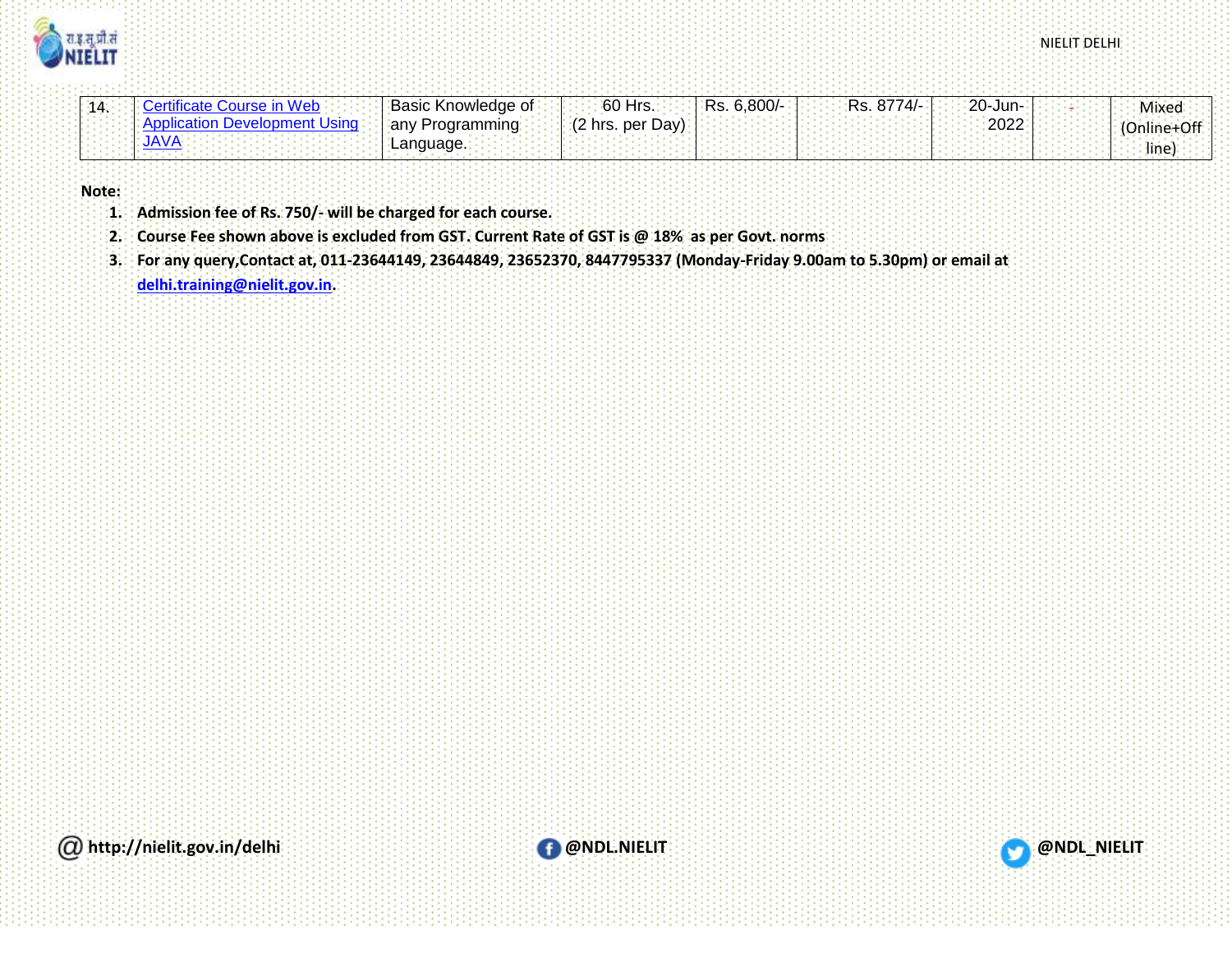| | | | | | | | | |
|---|---|---|---|---|---|---|---|---|
| 14. | Certificate Course in Web Application Development Using JAVA | Basic Knowledge of any Programming Language. | 60 Hrs. (2 hrs. per Day) | Rs. 6,800/- | Rs. 8774/- | 20-Jun-2022 | - | Mixed (Online+Offline) |

**Note:**

1. **Admission fee of Rs. 750/- will be charged for each course.**
2. **Course Fee shown above is excluded from GST. Current Rate of GST is @ 18% as per Govt. norms**
3. **For any query,Contact at, 011-23644149, 23644849, 23652370, 8447795337 (Monday-Friday 9.00am to 5.30pm) or email at delhi.training@nielit.gov.in.**